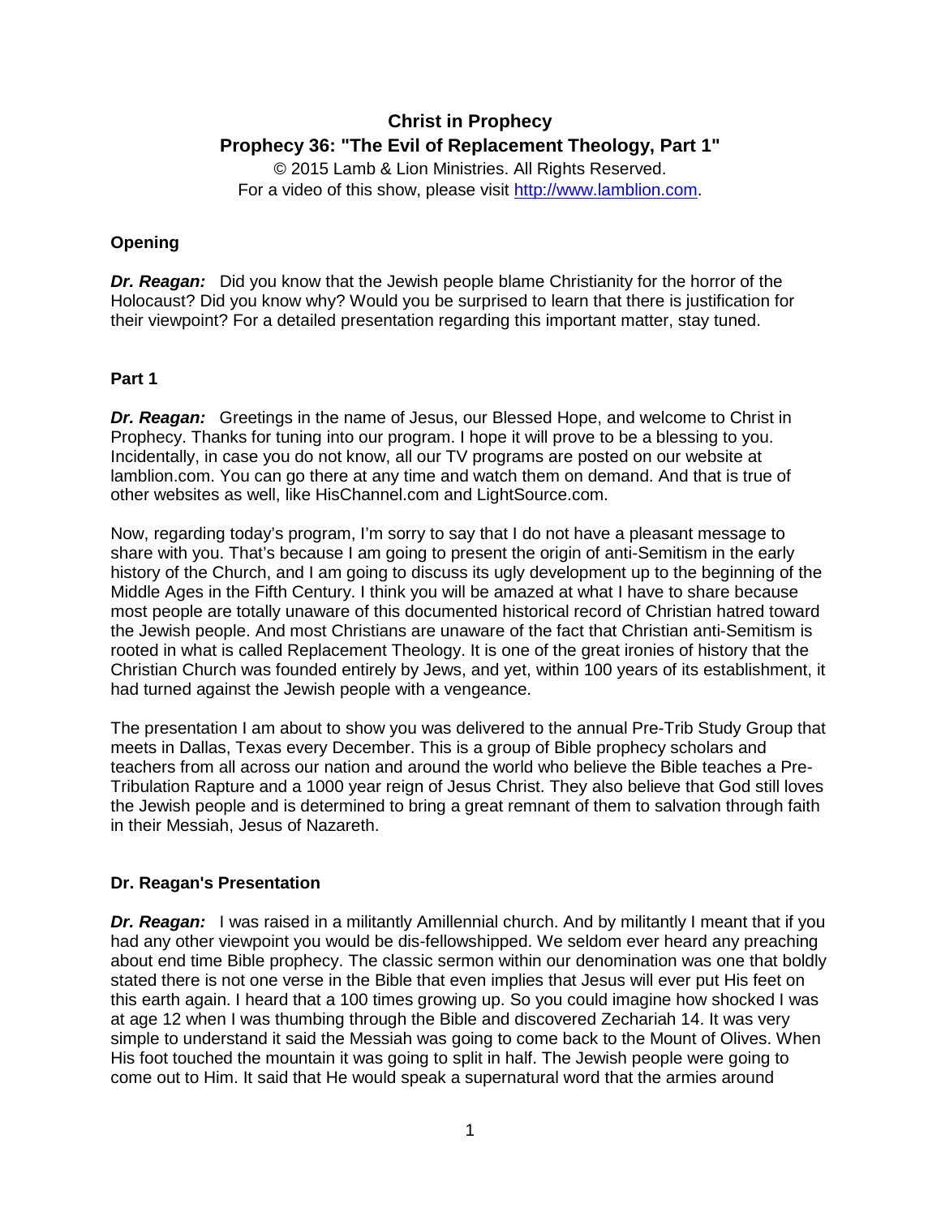# Christ in Prophecy

## Prophecy 36: "The Evil of Replacement Theology, Part 1"

© 2015 Lamb & Lion Ministries. All Rights Reserved.
For a video of this show, please visit http://www.lamblion.com.

### Opening

***Dr. Reagan:*** Did you know that the Jewish people blame Christianity for the horror of the Holocaust? Did you know why? Would you be surprised to learn that there is justification for their viewpoint? For a detailed presentation regarding this important matter, stay tuned.

### Part 1

***Dr. Reagan:*** Greetings in the name of Jesus, our Blessed Hope, and welcome to Christ in Prophecy. Thanks for tuning into our program. I hope it will prove to be a blessing to you. Incidentally, in case you do not know, all our TV programs are posted on our website at lamblion.com. You can go there at any time and watch them on demand. And that is true of other websites as well, like HisChannel.com and LightSource.com.

Now, regarding today's program, I'm sorry to say that I do not have a pleasant message to share with you. That's because I am going to present the origin of anti-Semitism in the early history of the Church, and I am going to discuss its ugly development up to the beginning of the Middle Ages in the Fifth Century. I think you will be amazed at what I have to share because most people are totally unaware of this documented historical record of Christian hatred toward the Jewish people. And most Christians are unaware of the fact that Christian anti-Semitism is rooted in what is called Replacement Theology. It is one of the great ironies of history that the Christian Church was founded entirely by Jews, and yet, within 100 years of its establishment, it had turned against the Jewish people with a vengeance.

The presentation I am about to show you was delivered to the annual Pre-Trib Study Group that meets in Dallas, Texas every December. This is a group of Bible prophecy scholars and teachers from all across our nation and around the world who believe the Bible teaches a Pre-Tribulation Rapture and a 1000 year reign of Jesus Christ. They also believe that God still loves the Jewish people and is determined to bring a great remnant of them to salvation through faith in their Messiah, Jesus of Nazareth.

### Dr. Reagan's Presentation

***Dr. Reagan:*** I was raised in a militantly Amillennial church. And by militantly I meant that if you had any other viewpoint you would be dis-fellowshipped. We seldom ever heard any preaching about end time Bible prophecy. The classic sermon within our denomination was one that boldly stated there is not one verse in the Bible that even implies that Jesus will ever put His feet on this earth again. I heard that a 100 times growing up. So you could imagine how shocked I was at age 12 when I was thumbing through the Bible and discovered Zechariah 14. It was very simple to understand it said the Messiah was going to come back to the Mount of Olives. When His foot touched the mountain it was going to split in half. The Jewish people were going to come out to Him. It said that He would speak a supernatural word that the armies around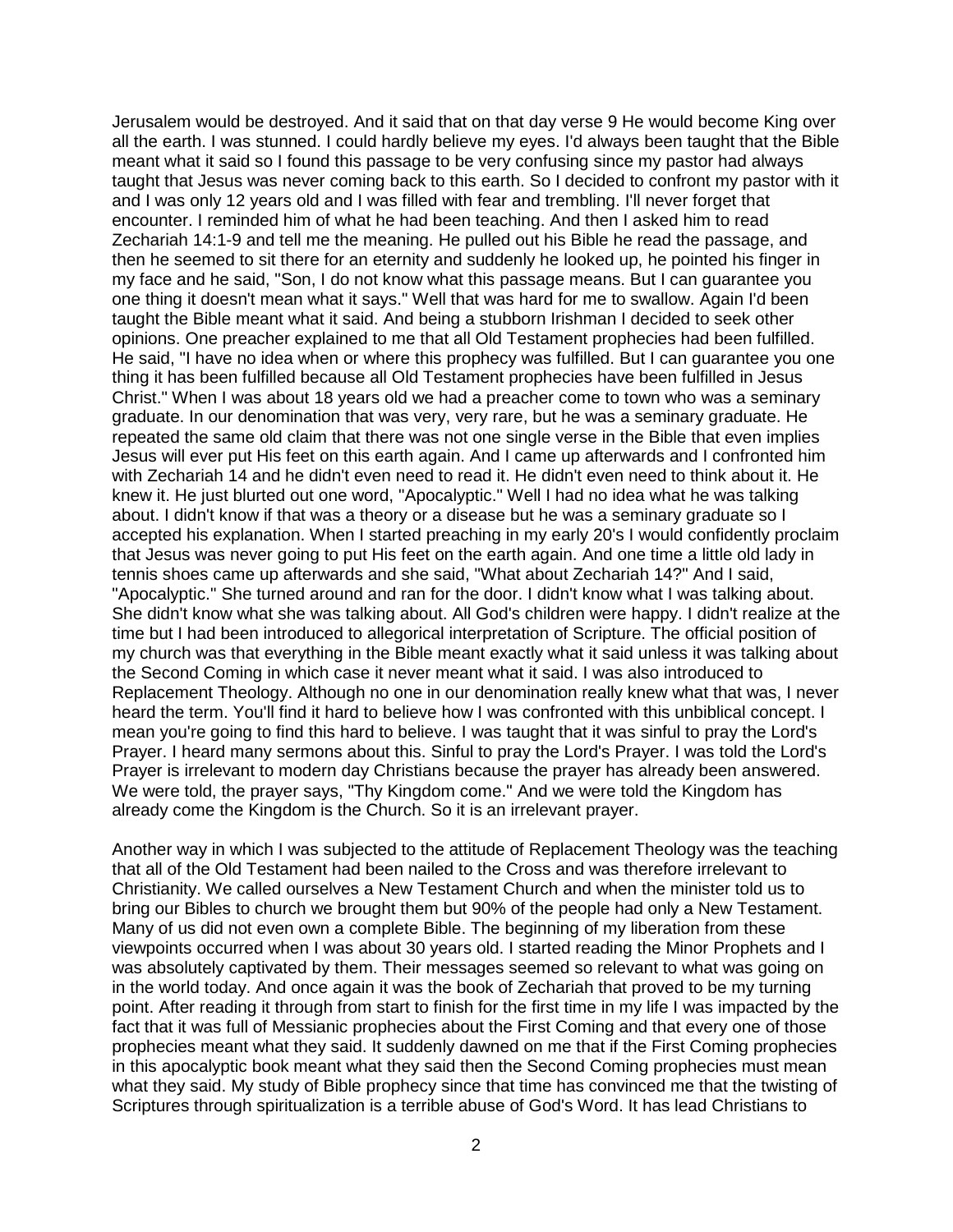Jerusalem would be destroyed. And it said that on that day verse 9 He would become King over all the earth. I was stunned. I could hardly believe my eyes. I'd always been taught that the Bible meant what it said so I found this passage to be very confusing since my pastor had always taught that Jesus was never coming back to this earth. So I decided to confront my pastor with it and I was only 12 years old and I was filled with fear and trembling. I'll never forget that encounter. I reminded him of what he had been teaching. And then I asked him to read Zechariah 14:1-9 and tell me the meaning. He pulled out his Bible he read the passage, and then he seemed to sit there for an eternity and suddenly he looked up, he pointed his finger in my face and he said, "Son, I do not know what this passage means. But I can guarantee you one thing it doesn't mean what it says." Well that was hard for me to swallow. Again I'd been taught the Bible meant what it said. And being a stubborn Irishman I decided to seek other opinions. One preacher explained to me that all Old Testament prophecies had been fulfilled. He said, "I have no idea when or where this prophecy was fulfilled. But I can guarantee you one thing it has been fulfilled because all Old Testament prophecies have been fulfilled in Jesus Christ." When I was about 18 years old we had a preacher come to town who was a seminary graduate. In our denomination that was very, very rare, but he was a seminary graduate. He repeated the same old claim that there was not one single verse in the Bible that even implies Jesus will ever put His feet on this earth again. And I came up afterwards and I confronted him with Zechariah 14 and he didn't even need to read it. He didn't even need to think about it. He knew it. He just blurted out one word, "Apocalyptic." Well I had no idea what he was talking about. I didn't know if that was a theory or a disease but he was a seminary graduate so I accepted his explanation. When I started preaching in my early 20's I would confidently proclaim that Jesus was never going to put His feet on the earth again. And one time a little old lady in tennis shoes came up afterwards and she said, "What about Zechariah 14?" And I said, "Apocalyptic." She turned around and ran for the door. I didn't know what I was talking about. She didn't know what she was talking about. All God's children were happy. I didn't realize at the time but I had been introduced to allegorical interpretation of Scripture. The official position of my church was that everything in the Bible meant exactly what it said unless it was talking about the Second Coming in which case it never meant what it said. I was also introduced to Replacement Theology. Although no one in our denomination really knew what that was, I never heard the term. You'll find it hard to believe how I was confronted with this unbiblical concept. I mean you're going to find this hard to believe. I was taught that it was sinful to pray the Lord's Prayer. I heard many sermons about this. Sinful to pray the Lord's Prayer. I was told the Lord's Prayer is irrelevant to modern day Christians because the prayer has already been answered. We were told, the prayer says, "Thy Kingdom come." And we were told the Kingdom has already come the Kingdom is the Church. So it is an irrelevant prayer.

Another way in which I was subjected to the attitude of Replacement Theology was the teaching that all of the Old Testament had been nailed to the Cross and was therefore irrelevant to Christianity. We called ourselves a New Testament Church and when the minister told us to bring our Bibles to church we brought them but 90% of the people had only a New Testament. Many of us did not even own a complete Bible. The beginning of my liberation from these viewpoints occurred when I was about 30 years old. I started reading the Minor Prophets and I was absolutely captivated by them. Their messages seemed so relevant to what was going on in the world today. And once again it was the book of Zechariah that proved to be my turning point. After reading it through from start to finish for the first time in my life I was impacted by the fact that it was full of Messianic prophecies about the First Coming and that every one of those prophecies meant what they said. It suddenly dawned on me that if the First Coming prophecies in this apocalyptic book meant what they said then the Second Coming prophecies must mean what they said. My study of Bible prophecy since that time has convinced me that the twisting of Scriptures through spiritualization is a terrible abuse of God's Word. It has lead Christians to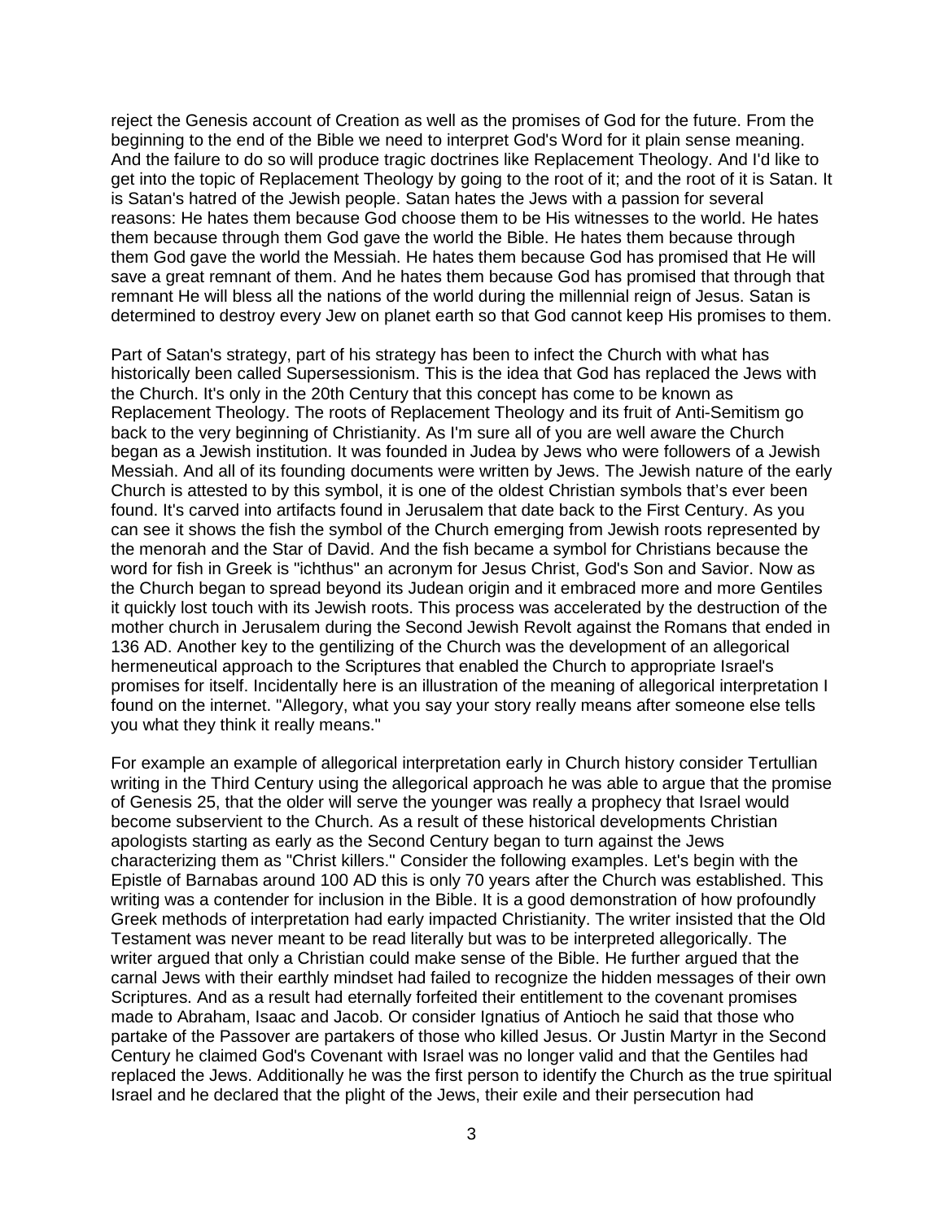reject the Genesis account of Creation as well as the promises of God for the future. From the beginning to the end of the Bible we need to interpret God's Word for it plain sense meaning. And the failure to do so will produce tragic doctrines like Replacement Theology. And I'd like to get into the topic of Replacement Theology by going to the root of it; and the root of it is Satan. It is Satan's hatred of the Jewish people. Satan hates the Jews with a passion for several reasons: He hates them because God choose them to be His witnesses to the world. He hates them because through them God gave the world the Bible. He hates them because through them God gave the world the Messiah. He hates them because God has promised that He will save a great remnant of them. And he hates them because God has promised that through that remnant He will bless all the nations of the world during the millennial reign of Jesus. Satan is determined to destroy every Jew on planet earth so that God cannot keep His promises to them.

Part of Satan's strategy, part of his strategy has been to infect the Church with what has historically been called Supersessionism. This is the idea that God has replaced the Jews with the Church. It's only in the 20th Century that this concept has come to be known as Replacement Theology. The roots of Replacement Theology and its fruit of Anti-Semitism go back to the very beginning of Christianity. As I'm sure all of you are well aware the Church began as a Jewish institution. It was founded in Judea by Jews who were followers of a Jewish Messiah. And all of its founding documents were written by Jews. The Jewish nature of the early Church is attested to by this symbol, it is one of the oldest Christian symbols that's ever been found. It's carved into artifacts found in Jerusalem that date back to the First Century. As you can see it shows the fish the symbol of the Church emerging from Jewish roots represented by the menorah and the Star of David. And the fish became a symbol for Christians because the word for fish in Greek is "ichthus" an acronym for Jesus Christ, God's Son and Savior. Now as the Church began to spread beyond its Judean origin and it embraced more and more Gentiles it quickly lost touch with its Jewish roots. This process was accelerated by the destruction of the mother church in Jerusalem during the Second Jewish Revolt against the Romans that ended in 136 AD. Another key to the gentilizing of the Church was the development of an allegorical hermeneutical approach to the Scriptures that enabled the Church to appropriate Israel's promises for itself. Incidentally here is an illustration of the meaning of allegorical interpretation I found on the internet. "Allegory, what you say your story really means after someone else tells you what they think it really means."

For example an example of allegorical interpretation early in Church history consider Tertullian writing in the Third Century using the allegorical approach he was able to argue that the promise of Genesis 25, that the older will serve the younger was really a prophecy that Israel would become subservient to the Church. As a result of these historical developments Christian apologists starting as early as the Second Century began to turn against the Jews characterizing them as "Christ killers." Consider the following examples. Let's begin with the Epistle of Barnabas around 100 AD this is only 70 years after the Church was established. This writing was a contender for inclusion in the Bible. It is a good demonstration of how profoundly Greek methods of interpretation had early impacted Christianity. The writer insisted that the Old Testament was never meant to be read literally but was to be interpreted allegorically. The writer argued that only a Christian could make sense of the Bible. He further argued that the carnal Jews with their earthly mindset had failed to recognize the hidden messages of their own Scriptures. And as a result had eternally forfeited their entitlement to the covenant promises made to Abraham, Isaac and Jacob. Or consider Ignatius of Antioch he said that those who partake of the Passover are partakers of those who killed Jesus. Or Justin Martyr in the Second Century he claimed God's Covenant with Israel was no longer valid and that the Gentiles had replaced the Jews. Additionally he was the first person to identify the Church as the true spiritual Israel and he declared that the plight of the Jews, their exile and their persecution had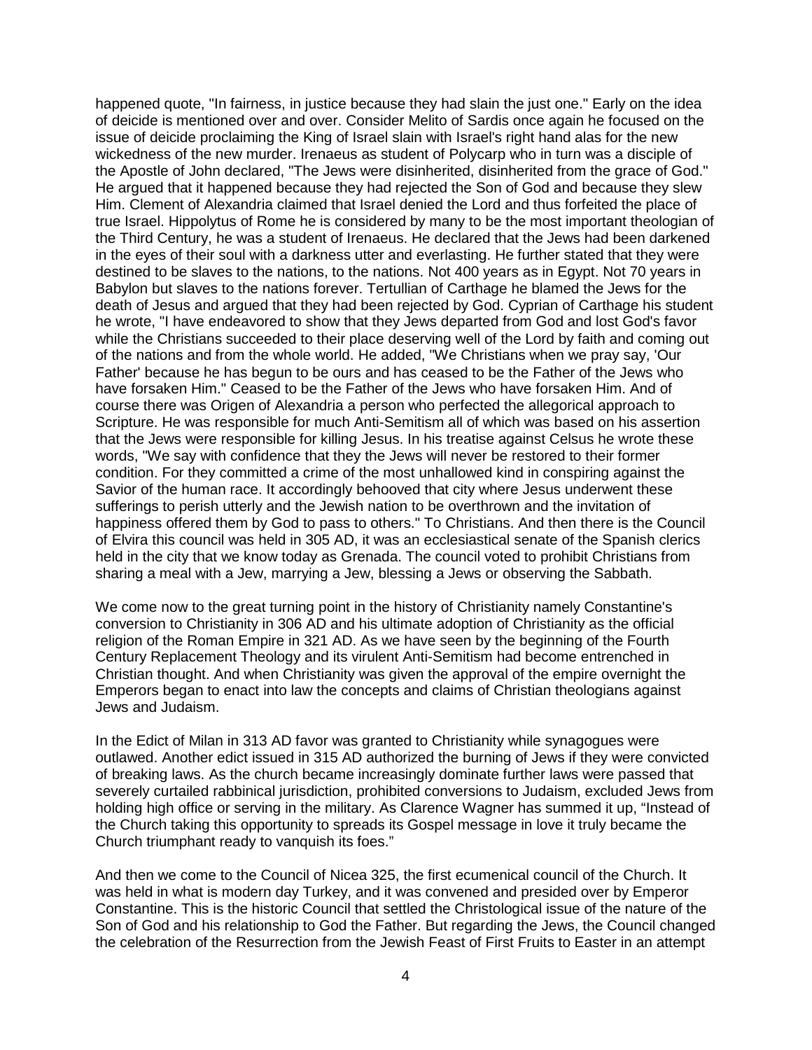happened quote, "In fairness, in justice because they had slain the just one." Early on the idea of deicide is mentioned over and over. Consider Melito of Sardis once again he focused on the issue of deicide proclaiming the King of Israel slain with Israel's right hand alas for the new wickedness of the new murder. Irenaeus as student of Polycarp who in turn was a disciple of the Apostle of John declared, "The Jews were disinherited, disinherited from the grace of God." He argued that it happened because they had rejected the Son of God and because they slew Him. Clement of Alexandria claimed that Israel denied the Lord and thus forfeited the place of true Israel. Hippolytus of Rome he is considered by many to be the most important theologian of the Third Century, he was a student of Irenaeus. He declared that the Jews had been darkened in the eyes of their soul with a darkness utter and everlasting. He further stated that they were destined to be slaves to the nations, to the nations. Not 400 years as in Egypt. Not 70 years in Babylon but slaves to the nations forever. Tertullian of Carthage he blamed the Jews for the death of Jesus and argued that they had been rejected by God. Cyprian of Carthage his student he wrote, "I have endeavored to show that they Jews departed from God and lost God's favor while the Christians succeeded to their place deserving well of the Lord by faith and coming out of the nations and from the whole world. He added, "We Christians when we pray say, 'Our Father' because he has begun to be ours and has ceased to be the Father of the Jews who have forsaken Him." Ceased to be the Father of the Jews who have forsaken Him. And of course there was Origen of Alexandria a person who perfected the allegorical approach to Scripture. He was responsible for much Anti-Semitism all of which was based on his assertion that the Jews were responsible for killing Jesus. In his treatise against Celsus he wrote these words, "We say with confidence that they the Jews will never be restored to their former condition. For they committed a crime of the most unhallowed kind in conspiring against the Savior of the human race. It accordingly behooved that city where Jesus underwent these sufferings to perish utterly and the Jewish nation to be overthrown and the invitation of happiness offered them by God to pass to others." To Christians. And then there is the Council of Elvira this council was held in 305 AD, it was an ecclesiastical senate of the Spanish clerics held in the city that we know today as Grenada. The council voted to prohibit Christians from sharing a meal with a Jew, marrying a Jew, blessing a Jews or observing the Sabbath.

We come now to the great turning point in the history of Christianity namely Constantine's conversion to Christianity in 306 AD and his ultimate adoption of Christianity as the official religion of the Roman Empire in 321 AD. As we have seen by the beginning of the Fourth Century Replacement Theology and its virulent Anti-Semitism had become entrenched in Christian thought. And when Christianity was given the approval of the empire overnight the Emperors began to enact into law the concepts and claims of Christian theologians against Jews and Judaism.

In the Edict of Milan in 313 AD favor was granted to Christianity while synagogues were outlawed. Another edict issued in 315 AD authorized the burning of Jews if they were convicted of breaking laws. As the church became increasingly dominate further laws were passed that severely curtailed rabbinical jurisdiction, prohibited conversions to Judaism, excluded Jews from holding high office or serving in the military. As Clarence Wagner has summed it up, "Instead of the Church taking this opportunity to spreads its Gospel message in love it truly became the Church triumphant ready to vanquish its foes."

And then we come to the Council of Nicea 325, the first ecumenical council of the Church. It was held in what is modern day Turkey, and it was convened and presided over by Emperor Constantine. This is the historic Council that settled the Christological issue of the nature of the Son of God and his relationship to God the Father. But regarding the Jews, the Council changed the celebration of the Resurrection from the Jewish Feast of First Fruits to Easter in an attempt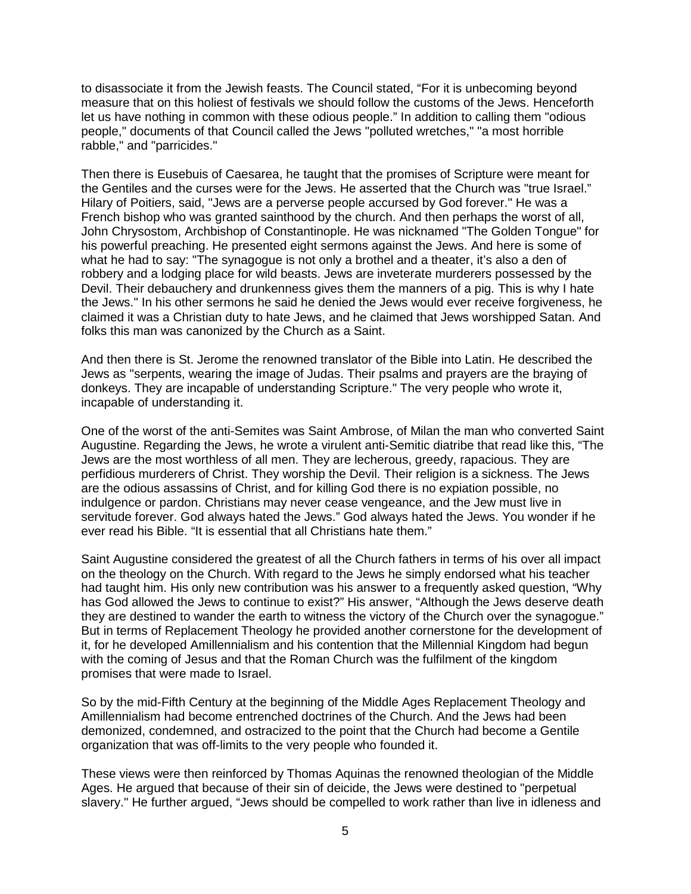to disassociate it from the Jewish feasts. The Council stated, “For it is unbecoming beyond measure that on this holiest of festivals we should follow the customs of the Jews. Henceforth let us have nothing in common with these odious people.” In addition to calling them "odious people," documents of that Council called the Jews "polluted wretches," "a most horrible rabble," and "parricides."

Then there is Eusebuis of Caesarea, he taught that the promises of Scripture were meant for the Gentiles and the curses were for the Jews. He asserted that the Church was "true Israel.” Hilary of Poitiers, said, "Jews are a perverse people accursed by God forever." He was a French bishop who was granted sainthood by the church. And then perhaps the worst of all, John Chrysostom, Archbishop of Constantinople. He was nicknamed "The Golden Tongue" for his powerful preaching. He presented eight sermons against the Jews. And here is some of what he had to say: "The synagogue is not only a brothel and a theater, it’s also a den of robbery and a lodging place for wild beasts. Jews are inveterate murderers possessed by the Devil. Their debauchery and drunkenness gives them the manners of a pig. This is why I hate the Jews." In his other sermons he said he denied the Jews would ever receive forgiveness, he claimed it was a Christian duty to hate Jews, and he claimed that Jews worshipped Satan. And folks this man was canonized by the Church as a Saint.

And then there is St. Jerome the renowned translator of the Bible into Latin. He described the Jews as "serpents, wearing the image of Judas. Their psalms and prayers are the braying of donkeys. They are incapable of understanding Scripture." The very people who wrote it, incapable of understanding it.

One of the worst of the anti-Semites was Saint Ambrose, of Milan the man who converted Saint Augustine. Regarding the Jews, he wrote a virulent anti-Semitic diatribe that read like this, “The Jews are the most worthless of all men. They are lecherous, greedy, rapacious. They are perfidious murderers of Christ. They worship the Devil. Their religion is a sickness. The Jews are the odious assassins of Christ, and for killing God there is no expiation possible, no indulgence or pardon. Christians may never cease vengeance, and the Jew must live in servitude forever. God always hated the Jews.” God always hated the Jews. You wonder if he ever read his Bible. “It is essential that all Christians hate them.”

Saint Augustine considered the greatest of all the Church fathers in terms of his over all impact on the theology on the Church. With regard to the Jews he simply endorsed what his teacher had taught him. His only new contribution was his answer to a frequently asked question, “Why has God allowed the Jews to continue to exist?” His answer, “Although the Jews deserve death they are destined to wander the earth to witness the victory of the Church over the synagogue.” But in terms of Replacement Theology he provided another cornerstone for the development of it, for he developed Amillennialism and his contention that the Millennial Kingdom had begun with the coming of Jesus and that the Roman Church was the fulfilment of the kingdom promises that were made to Israel.

So by the mid-Fifth Century at the beginning of the Middle Ages Replacement Theology and Amillennialism had become entrenched doctrines of the Church. And the Jews had been demonized, condemned, and ostracized to the point that the Church had become a Gentile organization that was off-limits to the very people who founded it.

These views were then reinforced by Thomas Aquinas the renowned theologian of the Middle Ages. He argued that because of their sin of deicide, the Jews were destined to "perpetual slavery." He further argued, “Jews should be compelled to work rather than live in idleness and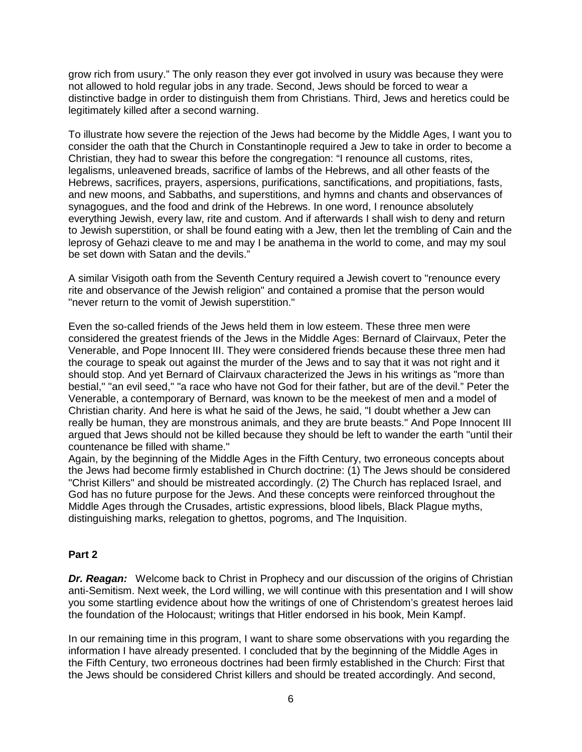grow rich from usury." The only reason they ever got involved in usury was because they were not allowed to hold regular jobs in any trade. Second, Jews should be forced to wear a distinctive badge in order to distinguish them from Christians. Third, Jews and heretics could be legitimately killed after a second warning.

To illustrate how severe the rejection of the Jews had become by the Middle Ages, I want you to consider the oath that the Church in Constantinople required a Jew to take in order to become a Christian, they had to swear this before the congregation: "I renounce all customs, rites, legalisms, unleavened breads, sacrifice of lambs of the Hebrews, and all other feasts of the Hebrews, sacrifices, prayers, aspersions, purifications, sanctifications, and propitiations, fasts, and new moons, and Sabbaths, and superstitions, and hymns and chants and observances of synagogues, and the food and drink of the Hebrews. In one word, I renounce absolutely everything Jewish, every law, rite and custom. And if afterwards I shall wish to deny and return to Jewish superstition, or shall be found eating with a Jew, then let the trembling of Cain and the leprosy of Gehazi cleave to me and may I be anathema in the world to come, and may my soul be set down with Satan and the devils."

A similar Visigoth oath from the Seventh Century required a Jewish covert to "renounce every rite and observance of the Jewish religion" and contained a promise that the person would "never return to the vomit of Jewish superstition."

Even the so-called friends of the Jews held them in low esteem. These three men were considered the greatest friends of the Jews in the Middle Ages: Bernard of Clairvaux, Peter the Venerable, and Pope Innocent III. They were considered friends because these three men had the courage to speak out against the murder of the Jews and to say that it was not right and it should stop. And yet Bernard of Clairvaux characterized the Jews in his writings as "more than bestial," "an evil seed," "a race who have not God for their father, but are of the devil." Peter the Venerable, a contemporary of Bernard, was known to be the meekest of men and a model of Christian charity. And here is what he said of the Jews, he said, "I doubt whether a Jew can really be human, they are monstrous animals, and they are brute beasts." And Pope Innocent III argued that Jews should not be killed because they should be left to wander the earth "until their countenance be filled with shame."
Again, by the beginning of the Middle Ages in the Fifth Century, two erroneous concepts about the Jews had become firmly established in Church doctrine: (1) The Jews should be considered "Christ Killers" and should be mistreated accordingly. (2) The Church has replaced Israel, and God has no future purpose for the Jews. And these concepts were reinforced throughout the Middle Ages through the Crusades, artistic expressions, blood libels, Black Plague myths, distinguishing marks, relegation to ghettos, pogroms, and The Inquisition.

## Part 2

***Dr. Reagan:*** Welcome back to Christ in Prophecy and our discussion of the origins of Christian anti-Semitism. Next week, the Lord willing, we will continue with this presentation and I will show you some startling evidence about how the writings of one of Christendom's greatest heroes laid the foundation of the Holocaust; writings that Hitler endorsed in his book, Mein Kampf.

In our remaining time in this program, I want to share some observations with you regarding the information I have already presented. I concluded that by the beginning of the Middle Ages in the Fifth Century, two erroneous doctrines had been firmly established in the Church: First that the Jews should be considered Christ killers and should be treated accordingly. And second,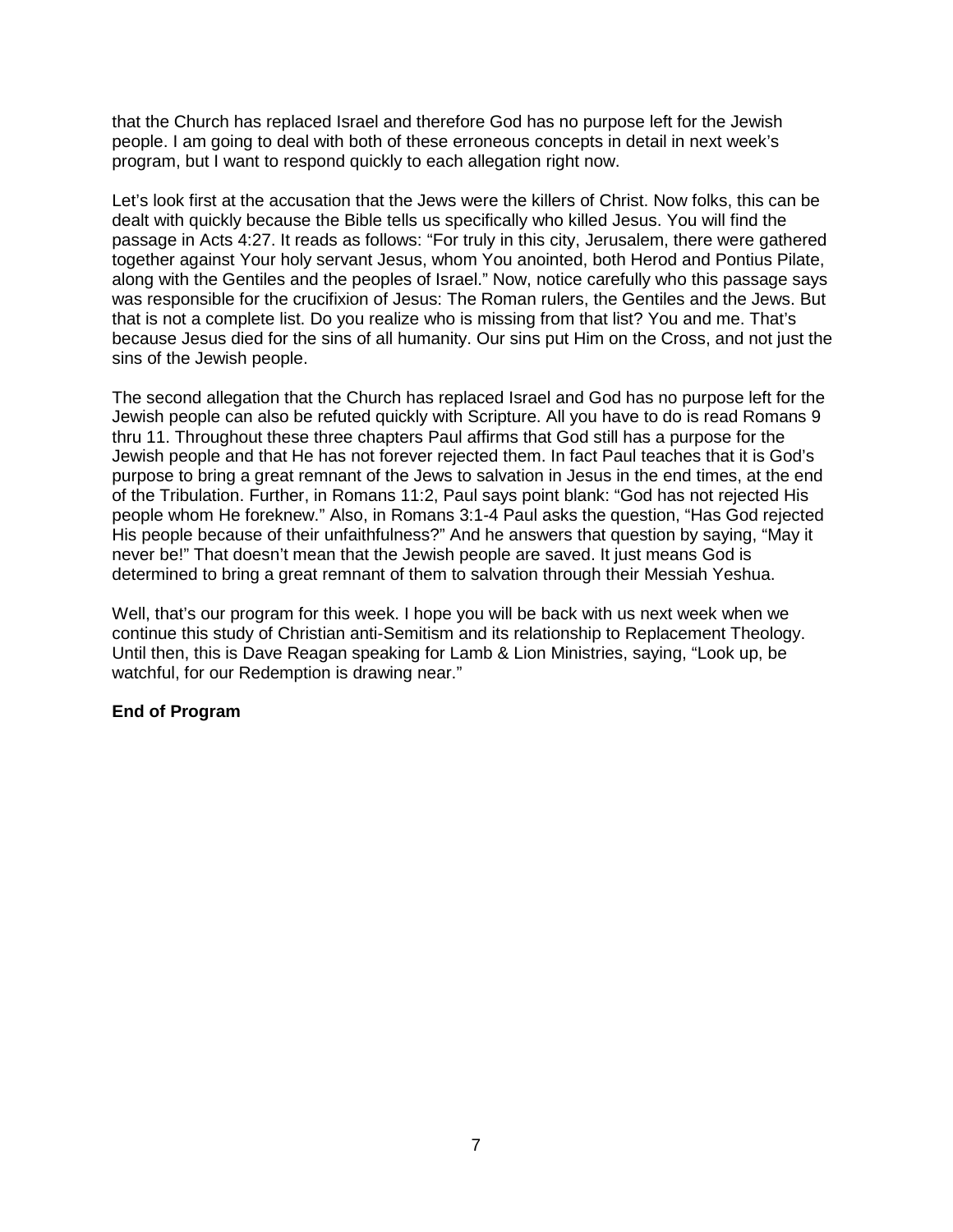that the Church has replaced Israel and therefore God has no purpose left for the Jewish people. I am going to deal with both of these erroneous concepts in detail in next week's program, but I want to respond quickly to each allegation right now.

Let's look first at the accusation that the Jews were the killers of Christ. Now folks, this can be dealt with quickly because the Bible tells us specifically who killed Jesus. You will find the passage in Acts 4:27. It reads as follows: "For truly in this city, Jerusalem, there were gathered together against Your holy servant Jesus, whom You anointed, both Herod and Pontius Pilate, along with the Gentiles and the peoples of Israel." Now, notice carefully who this passage says was responsible for the crucifixion of Jesus: The Roman rulers, the Gentiles and the Jews. But that is not a complete list. Do you realize who is missing from that list? You and me. That's because Jesus died for the sins of all humanity. Our sins put Him on the Cross, and not just the sins of the Jewish people.

The second allegation that the Church has replaced Israel and God has no purpose left for the Jewish people can also be refuted quickly with Scripture. All you have to do is read Romans 9 thru 11. Throughout these three chapters Paul affirms that God still has a purpose for the Jewish people and that He has not forever rejected them. In fact Paul teaches that it is God's purpose to bring a great remnant of the Jews to salvation in Jesus in the end times, at the end of the Tribulation. Further, in Romans 11:2, Paul says point blank: "God has not rejected His people whom He foreknew." Also, in Romans 3:1-4 Paul asks the question, "Has God rejected His people because of their unfaithfulness?" And he answers that question by saying, "May it never be!" That doesn't mean that the Jewish people are saved. It just means God is determined to bring a great remnant of them to salvation through their Messiah Yeshua.

Well, that's our program for this week. I hope you will be back with us next week when we continue this study of Christian anti-Semitism and its relationship to Replacement Theology. Until then, this is Dave Reagan speaking for Lamb & Lion Ministries, saying, "Look up, be watchful, for our Redemption is drawing near."

**End of Program**